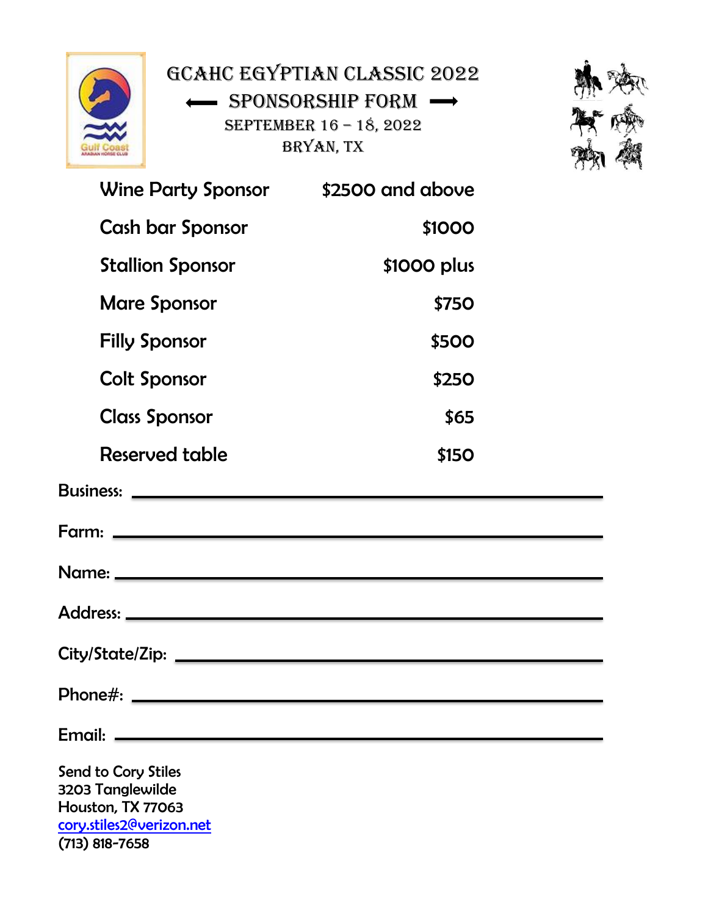# GCAHC EGYPTIAN CLASSIC 2022

## ⟵ SPONSORSHIP FORM ⟶

SEPTEMBER 16 – 18, 2022

BRYAN, TX

| | |
|---|---|
| Wine Party Sponsor | $2500 and above |
| Cash bar Sponsor | $1000 |
| Stallion Sponsor | $1000 plus |
| Mare Sponsor | $750 |
| Filly Sponsor | $500 |
| Colt Sponsor | $250 |
| Class Sponsor | $65 |
| Reserved table | $150 |

Business: ____________________________________________

Farm: ____________________________________________

Name: ____________________________________________

Address: ____________________________________________

City/State/Zip: ____________________________________________

Phone#: ____________________________________________

Email: ____________________________________________

Send to Cory Stiles
3203 Tanglewilde
Houston, TX 77063
cory.stiles2@verizon.net
(713) 818-7658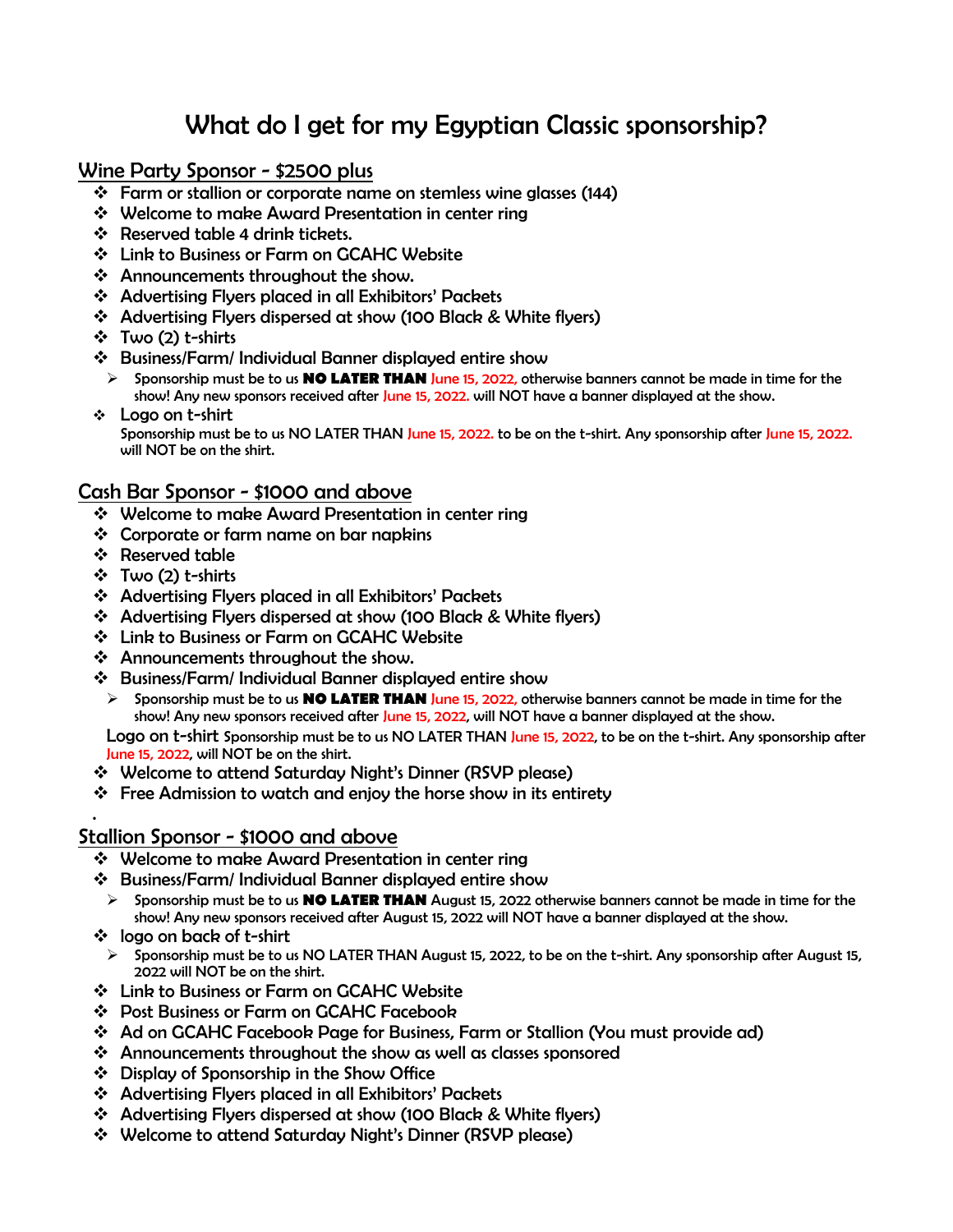# What do I get for my Egyptian Classic sponsorship?

## Wine Party Sponsor - $2500 plus

- Farm or stallion or corporate name on stemless wine glasses (144)
- Welcome to make Award Presentation in center ring
- Reserved table 4 drink tickets.
- Link to Business or Farm on GCAHC Website
- Announcements throughout the show.
- Advertising Flyers placed in all Exhibitors' Packets
- Advertising Flyers dispersed at show (100 Black & White flyers)
- Two (2) t-shirts
- Business/Farm/ Individual Banner displayed entire show
  - Sponsorship must be to us **NO LATER THAN** June 15, 2022, otherwise banners cannot be made in time for the show! Any new sponsors received after June 15, 2022. will NOT have a banner displayed at the show.
- Logo on t-shirt
  Sponsorship must be to us NO LATER THAN June 15, 2022. to be on the t-shirt. Any sponsorship after June 15, 2022. will NOT be on the shirt.

## Cash Bar Sponsor - $1000 and above

- Welcome to make Award Presentation in center ring
- Corporate or farm name on bar napkins
- Reserved table
- Two (2) t-shirts
- Advertising Flyers placed in all Exhibitors' Packets
- Advertising Flyers dispersed at show (100 Black & White flyers)
- Link to Business or Farm on GCAHC Website
- Announcements throughout the show.
- Business/Farm/ Individual Banner displayed entire show
  - Sponsorship must be to us **NO LATER THAN** June 15, 2022, otherwise banners cannot be made in time for the show! Any new sponsors received after June 15, 2022, will NOT have a banner displayed at the show.

  Logo on t-shirt Sponsorship must be to us NO LATER THAN June 15, 2022, to be on the t-shirt. Any sponsorship after June 15, 2022, will NOT be on the shirt.
- Welcome to attend Saturday Night's Dinner (RSVP please)
- Free Admission to watch and enjoy the horse show in its entirety

## Stallion Sponsor - $1000 and above

- Welcome to make Award Presentation in center ring
- Business/Farm/ Individual Banner displayed entire show
  - Sponsorship must be to us **NO LATER THAN** August 15, 2022 otherwise banners cannot be made in time for the show! Any new sponsors received after August 15, 2022 will NOT have a banner displayed at the show.
- logo on back of t-shirt
  - Sponsorship must be to us NO LATER THAN August 15, 2022, to be on the t-shirt. Any sponsorship after August 15, 2022 will NOT be on the shirt.
- Link to Business or Farm on GCAHC Website
- Post Business or Farm on GCAHC Facebook
- Ad on GCAHC Facebook Page for Business, Farm or Stallion (You must provide ad)
- Announcements throughout the show as well as classes sponsored
- Display of Sponsorship in the Show Office
- Advertising Flyers placed in all Exhibitors' Packets
- Advertising Flyers dispersed at show (100 Black & White flyers)
- Welcome to attend Saturday Night's Dinner (RSVP please)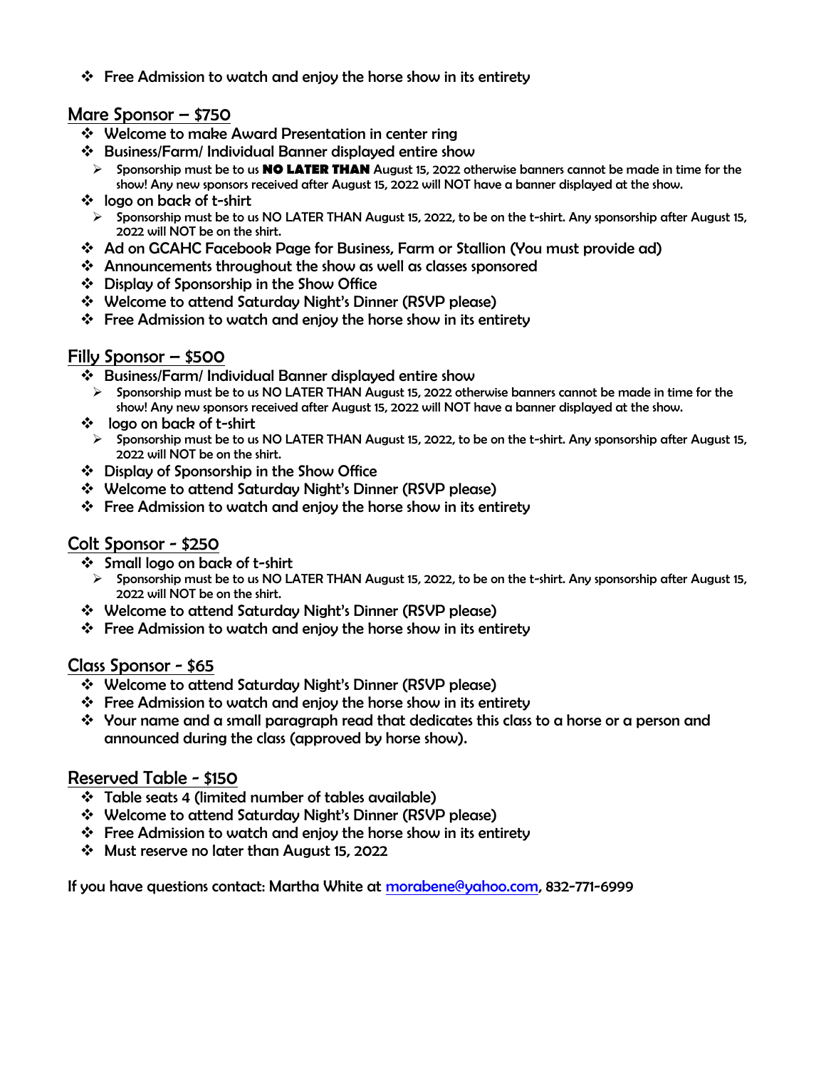- Free Admission to watch and enjoy the horse show in its entirety

## Mare Sponsor – $750

- Welcome to make Award Presentation in center ring
- Business/Farm/ Individual Banner displayed entire show
  - Sponsorship must be to us **NO LATER THAN** August 15, 2022 otherwise banners cannot be made in time for the show! Any new sponsors received after August 15, 2022 will NOT have a banner displayed at the show.
- logo on back of t-shirt
  - Sponsorship must be to us NO LATER THAN August 15, 2022, to be on the t-shirt. Any sponsorship after August 15, 2022 will NOT be on the shirt.
- Ad on GCAHC Facebook Page for Business, Farm or Stallion (You must provide ad)
- Announcements throughout the show as well as classes sponsored
- Display of Sponsorship in the Show Office
- Welcome to attend Saturday Night's Dinner (RSVP please)
- Free Admission to watch and enjoy the horse show in its entirety

## Filly Sponsor – $500

- Business/Farm/ Individual Banner displayed entire show
  - Sponsorship must be to us NO LATER THAN August 15, 2022 otherwise banners cannot be made in time for the show! Any new sponsors received after August 15, 2022 will NOT have a banner displayed at the show.
- logo on back of t-shirt
  - Sponsorship must be to us NO LATER THAN August 15, 2022, to be on the t-shirt. Any sponsorship after August 15, 2022 will NOT be on the shirt.
- Display of Sponsorship in the Show Office
- Welcome to attend Saturday Night's Dinner (RSVP please)
- Free Admission to watch and enjoy the horse show in its entirety

## Colt Sponsor - $250

- Small logo on back of t-shirt
  - Sponsorship must be to us NO LATER THAN August 15, 2022, to be on the t-shirt. Any sponsorship after August 15, 2022 will NOT be on the shirt.
- Welcome to attend Saturday Night's Dinner (RSVP please)
- Free Admission to watch and enjoy the horse show in its entirety

## Class Sponsor - $65

- Welcome to attend Saturday Night's Dinner (RSVP please)
- Free Admission to watch and enjoy the horse show in its entirety
- Your name and a small paragraph read that dedicates this class to a horse or a person and announced during the class (approved by horse show).

## Reserved Table - $150

- Table seats 4 (limited number of tables available)
- Welcome to attend Saturday Night's Dinner (RSVP please)
- Free Admission to watch and enjoy the horse show in its entirety
- Must reserve no later than August 15, 2022

If you have questions contact: Martha White at morabene@yahoo.com, 832-771-6999